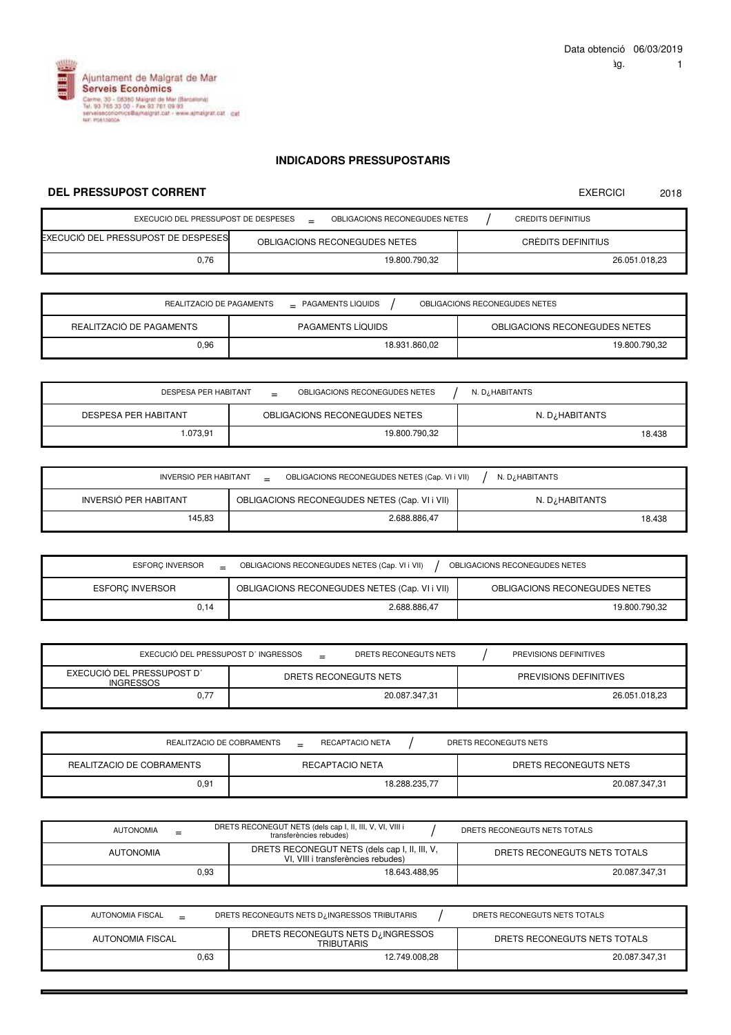Data obtenció 06/03/2019

Ajuntament de Malgrat de Mar
Serveis Econòmics
Carme, 30 - 08380 Malgrat de Mar (Barcelona)
Tel. 93 765 33 00 - Fax 93 761 09 93
serveiseconomics@ajmalgrat.cat - www.ajmalgrat.cat
NIF: P0810900A

## INDICADORS PRESSUPOSTARIS

### DEL PRESSUPOST CORRENT

EXERCICI 2018

EXECUCIO DEL PRESSUPOST DE DESPESES = OBLIGACIONS RECONEGUDES NETES / CREDITS DEFINITIUS

| EXECUCIÓ DEL PRESSUPOST DE DESPESES | OBLIGACIONS RECONEGUDES NETES | CRÈDITS DEFINITIUS |
|---|---|---|
| 0,76 | 19.800.790,32 | 26.051.018,23 |

REALITZACIO DE PAGAMENTS = PAGAMENTS LIQUIDS / OBLIGACIONS RECONEGUDES NETES

| REALITZACIÓ DE PAGAMENTS | PAGAMENTS LÍQUIDS | OBLIGACIONS RECONEGUDES NETES |
|---|---|---|
| 0,96 | 18.931.860,02 | 19.800.790,32 |

DESPESA PER HABITANT = OBLIGACIONS RECONEGUDES NETES / N. D¿HABITANTS

| DESPESA PER HABITANT | OBLIGACIONS RECONEGUDES NETES | N. D¿HABITANTS |
|---|---|---|
| 1.073,91 | 19.800.790,32 | 18.438 |

INVERSIO PER HABITANT = OBLIGACIONS RECONEGUDES NETES (Cap. VI i VII) / N. D¿HABITANTS

| INVERSIÓ PER HABITANT | OBLIGACIONS RECONEGUDES NETES (Cap. VI i VII) | N. D¿HABITANTS |
|---|---|---|
| 145,83 | 2.688.886,47 | 18.438 |

ESFORÇ INVERSOR = OBLIGACIONS RECONEGUDES NETES (Cap. VI i VII) / OBLIGACIONS RECONEGUDES NETES

| ESFORÇ INVERSOR | OBLIGACIONS RECONEGUDES NETES (Cap. VI i VII) | OBLIGACIONS RECONEGUDES NETES |
|---|---|---|
| 0,14 | 2.688.886,47 | 19.800.790,32 |

EXECUCIÓ DEL PRESSUPOST D´ INGRESSOS = DRETS RECONEGUTS NETS / PREVISIONS DEFINITIVES

| EXECUCIÓ DEL PRESSUPOST D´ INGRESSOS | DRETS RECONEGUTS NETS | PREVISIONS DEFINITIVES |
|---|---|---|
| 0,77 | 20.087.347,31 | 26.051.018,23 |

REALITZACIO DE COBRAMENTS = RECAPTACIO NETA / DRETS RECONEGUTS NETS

| REALITZACIO DE COBRAMENTS | RECAPTACIO NETA | DRETS RECONEGUTS NETS |
|---|---|---|
| 0,91 | 18.288.235,77 | 20.087.347,31 |

AUTONOMIA = DRETS RECONEGUT NETS (dels cap I, II, III, V, VI, VIII i transferències rebudes) / DRETS RECONEGUTS NETS TOTALS

| AUTONOMIA | DRETS RECONEGUT NETS (dels cap I, II, III, V, VI, VIII i transferències rebudes) | DRETS RECONEGUTS NETS TOTALS |
|---|---|---|
| 0,93 | 18.643.488,95 | 20.087.347,31 |

AUTONOMIA FISCAL = DRETS RECONEGUTS NETS D¿INGRESSOS TRIBUTARIS / DRETS RECONEGUTS NETS TOTALS

| AUTONOMIA FISCAL | DRETS RECONEGUTS NETS D¿INGRESSOS TRIBUTARIS | DRETS RECONEGUTS NETS TOTALS |
|---|---|---|
| 0,63 | 12.749.008,28 | 20.087.347,31 |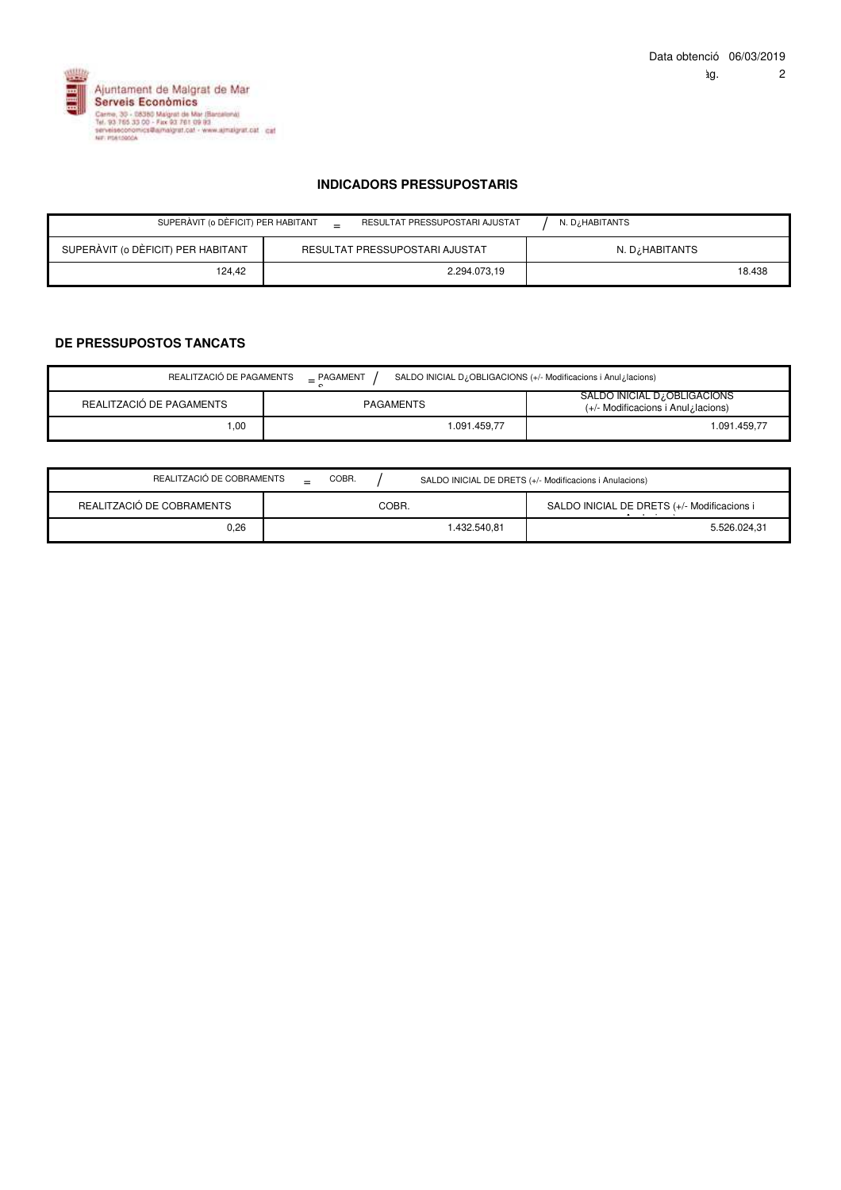# INDICADORS PRESSUPOSTARIS

| SUPERÀVIT (o DÈFICIT) PER HABITANT = RESULTAT PRESSUPOSTARI AJUSTAT / N. D¿HABITANTS | | |
|---|---|---|
| SUPERÀVIT (o DÈFICIT) PER HABITANT | RESULTAT PRESSUPOSTARI AJUSTAT | N. D¿HABITANTS |
| 124,42 | 2.294.073,19 | 18.438 |

## DE PRESSUPOSTOS TANCATS

| REALITZACIÓ DE PAGAMENTS = PAGAMENTS / SALDO INICIAL D¿OBLIGACIONS (+/- Modificacions i Anul¿lacions) | | |
|---|---|---|
| REALITZACIÓ DE PAGAMENTS | PAGAMENTS | SALDO INICIAL D¿OBLIGACIONS (+/- Modificacions i Anul¿lacions) |
| 1,00 | 1.091.459,77 | 1.091.459,77 |

| REALITZACIÓ DE COBRAMENTS = COBR. / SALDO INICIAL DE DRETS (+/- Modificacions i Anulacions) | | |
|---|---|---|
| REALITZACIÓ DE COBRAMENTS | COBR. | SALDO INICIAL DE DRETS (+/- Modificacions i Anulacions) |
| 0,26 | 1.432.540,81 | 5.526.024,31 |